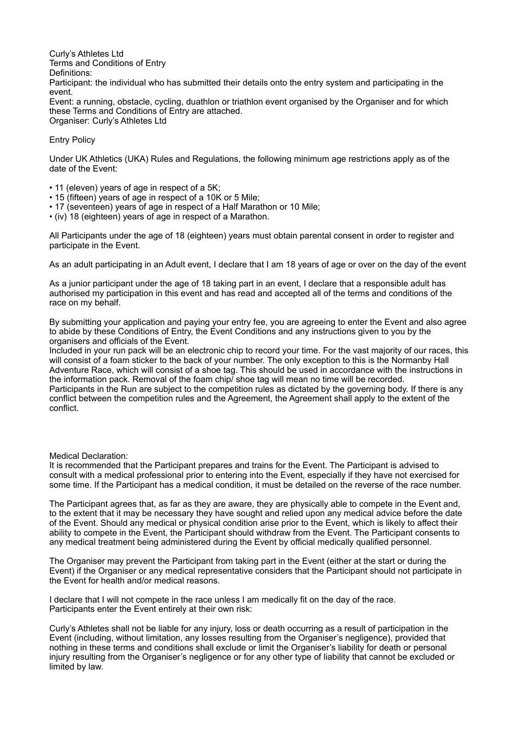Curly's Athletes Ltd
Terms and Conditions of Entry
Definitions:
Participant: the individual who has submitted their details onto the entry system and participating in the event.
Event: a running, obstacle, cycling, duathlon or triathlon event organised by the Organiser and for which these Terms and Conditions of Entry are attached.
Organiser: Curly's Athletes Ltd

Entry Policy

Under UK Athletics (UKA) Rules and Regulations, the following minimum age restrictions apply as of the date of the Event:

- 11 (eleven) years of age in respect of a 5K;
- 15 (fifteen) years of age in respect of a 10K or 5 Mile;
- 17 (seventeen) years of age in respect of a Half Marathon or 10 Mile;
- (iv) 18 (eighteen) years of age in respect of a Marathon.

All Participants under the age of 18 (eighteen) years must obtain parental consent in order to register and participate in the Event.

As an adult participating in an Adult event, I declare that I am 18 years of age or over on the day of the event

As a junior participant under the age of 18 taking part in an event, I declare that a responsible adult has authorised my participation in this event and has read and accepted all of the terms and conditions of the race on my behalf.

By submitting your application and paying your entry fee, you are agreeing to enter the Event and also agree to abide by these Conditions of Entry, the Event Conditions and any instructions given to you by the organisers and officials of the Event.
Included in your run pack will be an electronic chip to record your time. For the vast majority of our races, this will consist of a foam sticker to the back of your number. The only exception to this is the Normanby Hall Adventure Race, which will consist of a shoe tag. This should be used in accordance with the instructions in the information pack. Removal of the foam chip/ shoe tag will mean no time will be recorded.
Participants in the Run are subject to the competition rules as dictated by the governing body. If there is any conflict between the competition rules and the Agreement, the Agreement shall apply to the extent of the conflict.

Medical Declaration:
It is recommended that the Participant prepares and trains for the Event. The Participant is advised to consult with a medical professional prior to entering into the Event, especially if they have not exercised for some time. If the Participant has a medical condition, it must be detailed on the reverse of the race number.

The Participant agrees that, as far as they are aware, they are physically able to compete in the Event and, to the extent that it may be necessary they have sought and relied upon any medical advice before the date of the Event. Should any medical or physical condition arise prior to the Event, which is likely to affect their ability to compete in the Event, the Participant should withdraw from the Event. The Participant consents to any medical treatment being administered during the Event by official medically qualified personnel.

The Organiser may prevent the Participant from taking part in the Event (either at the start or during the Event) if the Organiser or any medical representative considers that the Participant should not participate in the Event for health and/or medical reasons.

I declare that I will not compete in the race unless I am medically fit on the day of the race.
Participants enter the Event entirely at their own risk:

Curly's Athletes shall not be liable for any injury, loss or death occurring as a result of participation in the Event (including, without limitation, any losses resulting from the Organiser's negligence), provided that nothing in these terms and conditions shall exclude or limit the Organiser's liability for death or personal injury resulting from the Organiser's negligence or for any other type of liability that cannot be excluded or limited by law.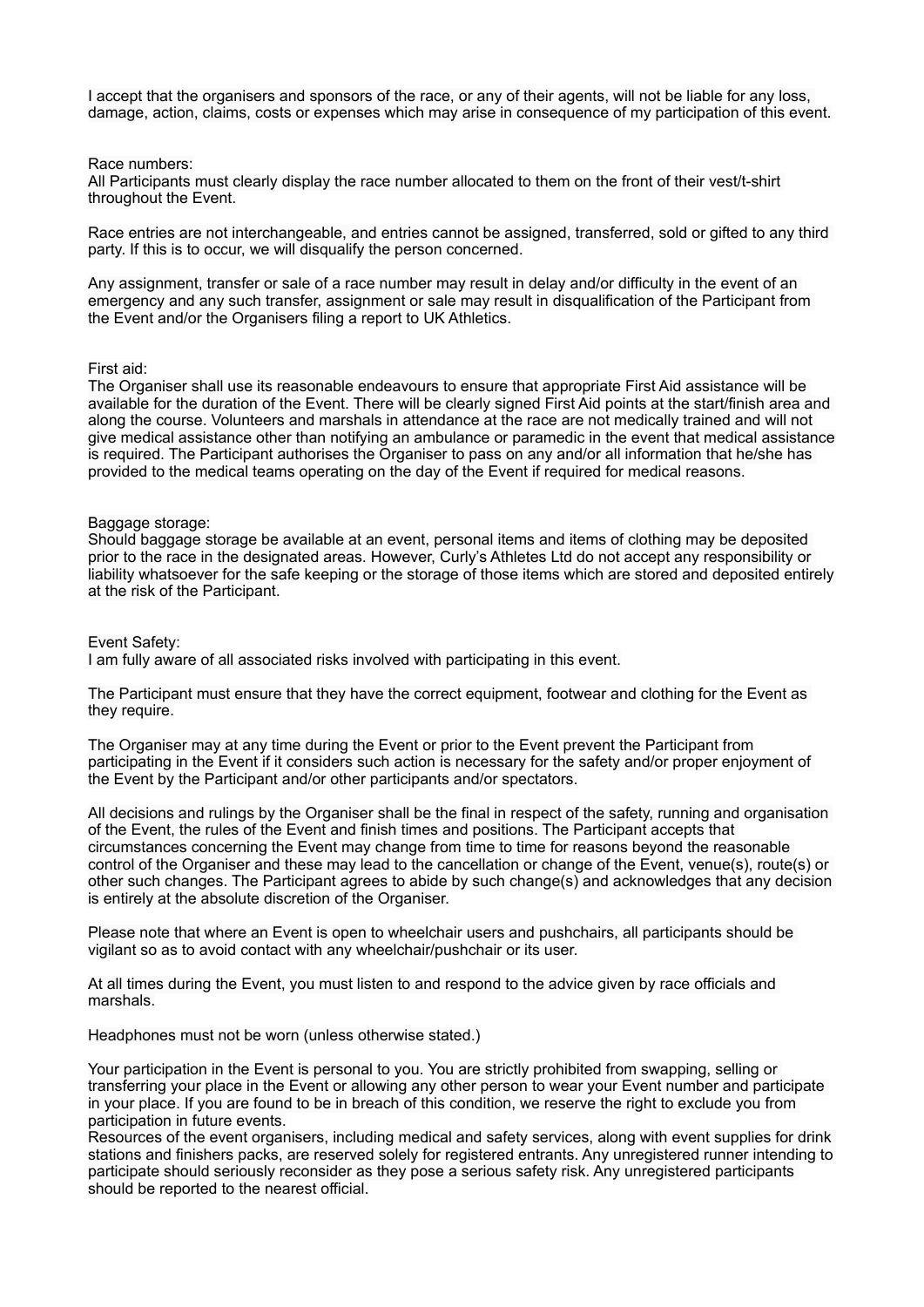I accept that the organisers and sponsors of the race, or any of their agents, will not be liable for any loss, damage, action, claims, costs or expenses which may arise in consequence of my participation of this event.

Race numbers:
All Participants must clearly display the race number allocated to them on the front of their vest/t-shirt throughout the Event.

Race entries are not interchangeable, and entries cannot be assigned, transferred, sold or gifted to any third party. If this is to occur, we will disqualify the person concerned.

Any assignment, transfer or sale of a race number may result in delay and/or difficulty in the event of an emergency and any such transfer, assignment or sale may result in disqualification of the Participant from the Event and/or the Organisers filing a report to UK Athletics.

First aid:
The Organiser shall use its reasonable endeavours to ensure that appropriate First Aid assistance will be available for the duration of the Event. There will be clearly signed First Aid points at the start/finish area and along the course. Volunteers and marshals in attendance at the race are not medically trained and will not give medical assistance other than notifying an ambulance or paramedic in the event that medical assistance is required. The Participant authorises the Organiser to pass on any and/or all information that he/she has provided to the medical teams operating on the day of the Event if required for medical reasons.

Baggage storage:
Should baggage storage be available at an event, personal items and items of clothing may be deposited prior to the race in the designated areas. However, Curly's Athletes Ltd do not accept any responsibility or liability whatsoever for the safe keeping or the storage of those items which are stored and deposited entirely at the risk of the Participant.

Event Safety:
I am fully aware of all associated risks involved with participating in this event.

The Participant must ensure that they have the correct equipment, footwear and clothing for the Event as they require.

The Organiser may at any time during the Event or prior to the Event prevent the Participant from participating in the Event if it considers such action is necessary for the safety and/or proper enjoyment of the Event by the Participant and/or other participants and/or spectators.

All decisions and rulings by the Organiser shall be the final in respect of the safety, running and organisation of the Event, the rules of the Event and finish times and positions. The Participant accepts that circumstances concerning the Event may change from time to time for reasons beyond the reasonable control of the Organiser and these may lead to the cancellation or change of the Event, venue(s), route(s) or other such changes. The Participant agrees to abide by such change(s) and acknowledges that any decision is entirely at the absolute discretion of the Organiser.

Please note that where an Event is open to wheelchair users and pushchairs, all participants should be vigilant so as to avoid contact with any wheelchair/pushchair or its user.

At all times during the Event, you must listen to and respond to the advice given by race officials and marshals.

Headphones must not be worn (unless otherwise stated.)

Your participation in the Event is personal to you. You are strictly prohibited from swapping, selling or transferring your place in the Event or allowing any other person to wear your Event number and participate in your place. If you are found to be in breach of this condition, we reserve the right to exclude you from participation in future events.
Resources of the event organisers, including medical and safety services, along with event supplies for drink stations and finishers packs, are reserved solely for registered entrants. Any unregistered runner intending to participate should seriously reconsider as they pose a serious safety risk. Any unregistered participants should be reported to the nearest official.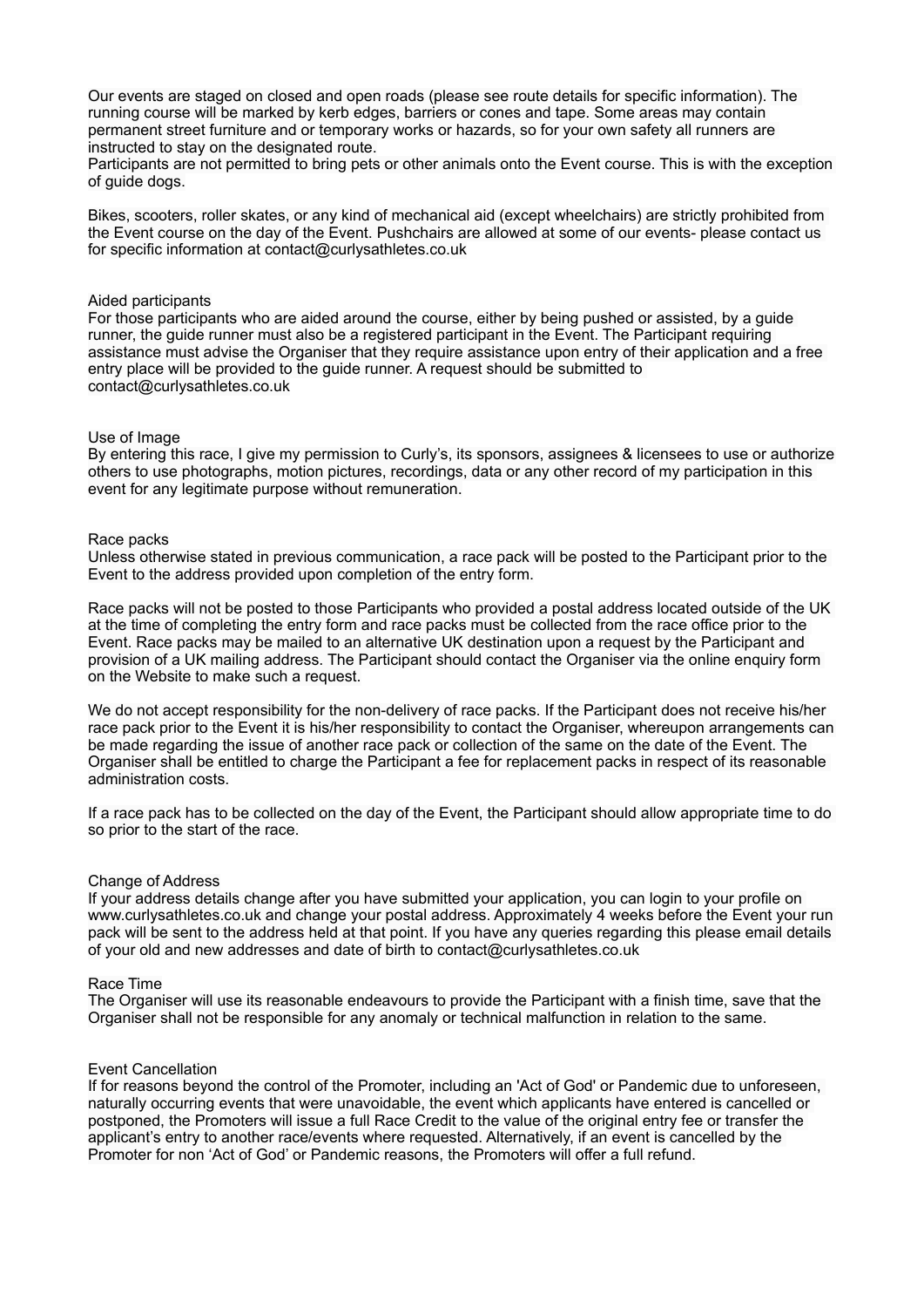Our events are staged on closed and open roads (please see route details for specific information). The running course will be marked by kerb edges, barriers or cones and tape. Some areas may contain permanent street furniture and or temporary works or hazards, so for your own safety all runners are instructed to stay on the designated route.
Participants are not permitted to bring pets or other animals onto the Event course. This is with the exception of guide dogs.

Bikes, scooters, roller skates, or any kind of mechanical aid (except wheelchairs) are strictly prohibited from the Event course on the day of the Event. Pushchairs are allowed at some of our events- please contact us for specific information at contact@curlysathletes.co.uk

## Aided participants

For those participants who are aided around the course, either by being pushed or assisted, by a guide runner, the guide runner must also be a registered participant in the Event. The Participant requiring assistance must advise the Organiser that they require assistance upon entry of their application and a free entry place will be provided to the guide runner. A request should be submitted to contact@curlysathletes.co.uk

## Use of Image

By entering this race, I give my permission to Curly's, its sponsors, assignees & licensees to use or authorize others to use photographs, motion pictures, recordings, data or any other record of my participation in this event for any legitimate purpose without remuneration.

## Race packs

Unless otherwise stated in previous communication, a race pack will be posted to the Participant prior to the Event to the address provided upon completion of the entry form.

Race packs will not be posted to those Participants who provided a postal address located outside of the UK at the time of completing the entry form and race packs must be collected from the race office prior to the Event. Race packs may be mailed to an alternative UK destination upon a request by the Participant and provision of a UK mailing address. The Participant should contact the Organiser via the online enquiry form on the Website to make such a request.

We do not accept responsibility for the non-delivery of race packs. If the Participant does not receive his/her race pack prior to the Event it is his/her responsibility to contact the Organiser, whereupon arrangements can be made regarding the issue of another race pack or collection of the same on the date of the Event. The Organiser shall be entitled to charge the Participant a fee for replacement packs in respect of its reasonable administration costs.

If a race pack has to be collected on the day of the Event, the Participant should allow appropriate time to do so prior to the start of the race.

## Change of Address

If your address details change after you have submitted your application, you can login to your profile on www.curlysathletes.co.uk and change your postal address. Approximately 4 weeks before the Event your run pack will be sent to the address held at that point. If you have any queries regarding this please email details of your old and new addresses and date of birth to contact@curlysathletes.co.uk

## Race Time

The Organiser will use its reasonable endeavours to provide the Participant with a finish time, save that the Organiser shall not be responsible for any anomaly or technical malfunction in relation to the same.

## Event Cancellation

If for reasons beyond the control of the Promoter, including an 'Act of God' or Pandemic due to unforeseen, naturally occurring events that were unavoidable, the event which applicants have entered is cancelled or postponed, the Promoters will issue a full Race Credit to the value of the original entry fee or transfer the applicant's entry to another race/events where requested. Alternatively, if an event is cancelled by the Promoter for non 'Act of God' or Pandemic reasons, the Promoters will offer a full refund.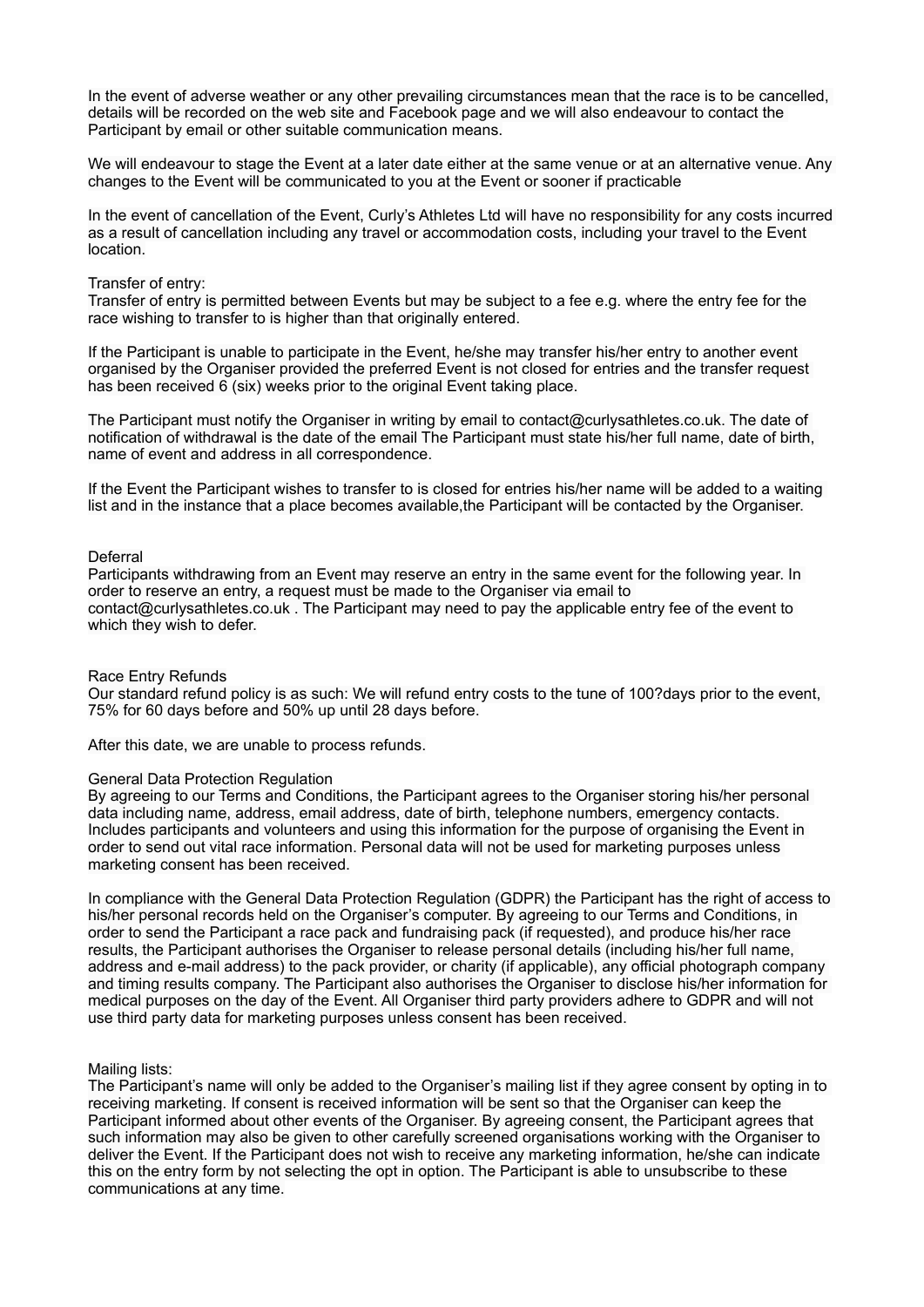In the event of adverse weather or any other prevailing circumstances mean that the race is to be cancelled, details will be recorded on the web site and Facebook page and we will also endeavour to contact the Participant by email or other suitable communication means.

We will endeavour to stage the Event at a later date either at the same venue or at an alternative venue. Any changes to the Event will be communicated to you at the Event or sooner if practicable

In the event of cancellation of the Event, Curly's Athletes Ltd will have no responsibility for any costs incurred as a result of cancellation including any travel or accommodation costs, including your travel to the Event location.

Transfer of entry:
Transfer of entry is permitted between Events but may be subject to a fee e.g. where the entry fee for the race wishing to transfer to is higher than that originally entered.

If the Participant is unable to participate in the Event, he/she may transfer his/her entry to another event organised by the Organiser provided the preferred Event is not closed for entries and the transfer request has been received 6 (six) weeks prior to the original Event taking place.

The Participant must notify the Organiser in writing by email to contact@curlysathletes.co.uk. The date of notification of withdrawal is the date of the email The Participant must state his/her full name, date of birth, name of event and address in all correspondence.

If the Event the Participant wishes to transfer to is closed for entries his/her name will be added to a waiting list and in the instance that a place becomes available,the Participant will be contacted by the Organiser.

Deferral
Participants withdrawing from an Event may reserve an entry in the same event for the following year. In order to reserve an entry, a request must be made to the Organiser via email to contact@curlysathletes.co.uk . The Participant may need to pay the applicable entry fee of the event to which they wish to defer.

Race Entry Refunds
Our standard refund policy is as such: We will refund entry costs to the tune of 100?days prior to the event, 75% for 60 days before and 50% up until 28 days before.

After this date, we are unable to process refunds.

General Data Protection Regulation
By agreeing to our Terms and Conditions, the Participant agrees to the Organiser storing his/her personal data including name, address, email address, date of birth, telephone numbers, emergency contacts. Includes participants and volunteers and using this information for the purpose of organising the Event in order to send out vital race information. Personal data will not be used for marketing purposes unless marketing consent has been received.

In compliance with the General Data Protection Regulation (GDPR) the Participant has the right of access to his/her personal records held on the Organiser's computer. By agreeing to our Terms and Conditions, in order to send the Participant a race pack and fundraising pack (if requested), and produce his/her race results, the Participant authorises the Organiser to release personal details (including his/her full name, address and e-mail address) to the pack provider, or charity (if applicable), any official photograph company and timing results company. The Participant also authorises the Organiser to disclose his/her information for medical purposes on the day of the Event. All Organiser third party providers adhere to GDPR and will not use third party data for marketing purposes unless consent has been received.

Mailing lists:
The Participant's name will only be added to the Organiser's mailing list if they agree consent by opting in to receiving marketing. If consent is received information will be sent so that the Organiser can keep the Participant informed about other events of the Organiser. By agreeing consent, the Participant agrees that such information may also be given to other carefully screened organisations working with the Organiser to deliver the Event. If the Participant does not wish to receive any marketing information, he/she can indicate this on the entry form by not selecting the opt in option. The Participant is able to unsubscribe to these communications at any time.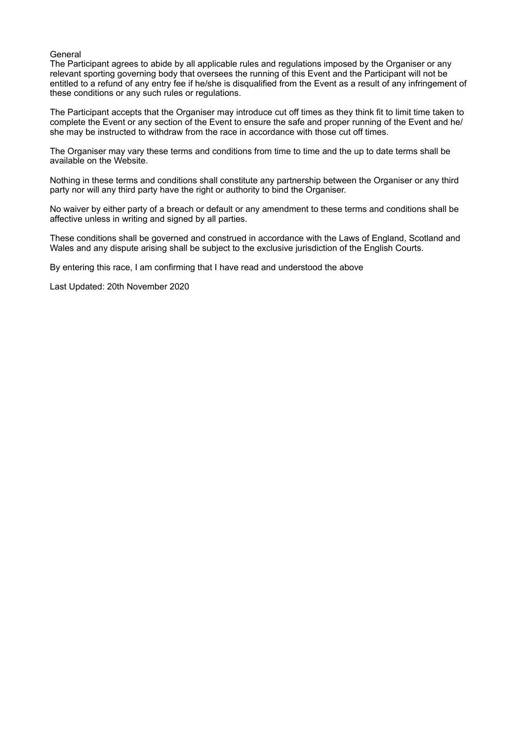## General

The Participant agrees to abide by all applicable rules and regulations imposed by the Organiser or any relevant sporting governing body that oversees the running of this Event and the Participant will not be entitled to a refund of any entry fee if he/she is disqualified from the Event as a result of any infringement of these conditions or any such rules or regulations.

The Participant accepts that the Organiser may introduce cut off times as they think fit to limit time taken to complete the Event or any section of the Event to ensure the safe and proper running of the Event and he/she may be instructed to withdraw from the race in accordance with those cut off times.

The Organiser may vary these terms and conditions from time to time and the up to date terms shall be available on the Website.

Nothing in these terms and conditions shall constitute any partnership between the Organiser or any third party nor will any third party have the right or authority to bind the Organiser.

No waiver by either party of a breach or default or any amendment to these terms and conditions shall be affective unless in writing and signed by all parties.

These conditions shall be governed and construed in accordance with the Laws of England, Scotland and Wales and any dispute arising shall be subject to the exclusive jurisdiction of the English Courts.

By entering this race, I am confirming that I have read and understood the above

Last Updated: 20th November 2020